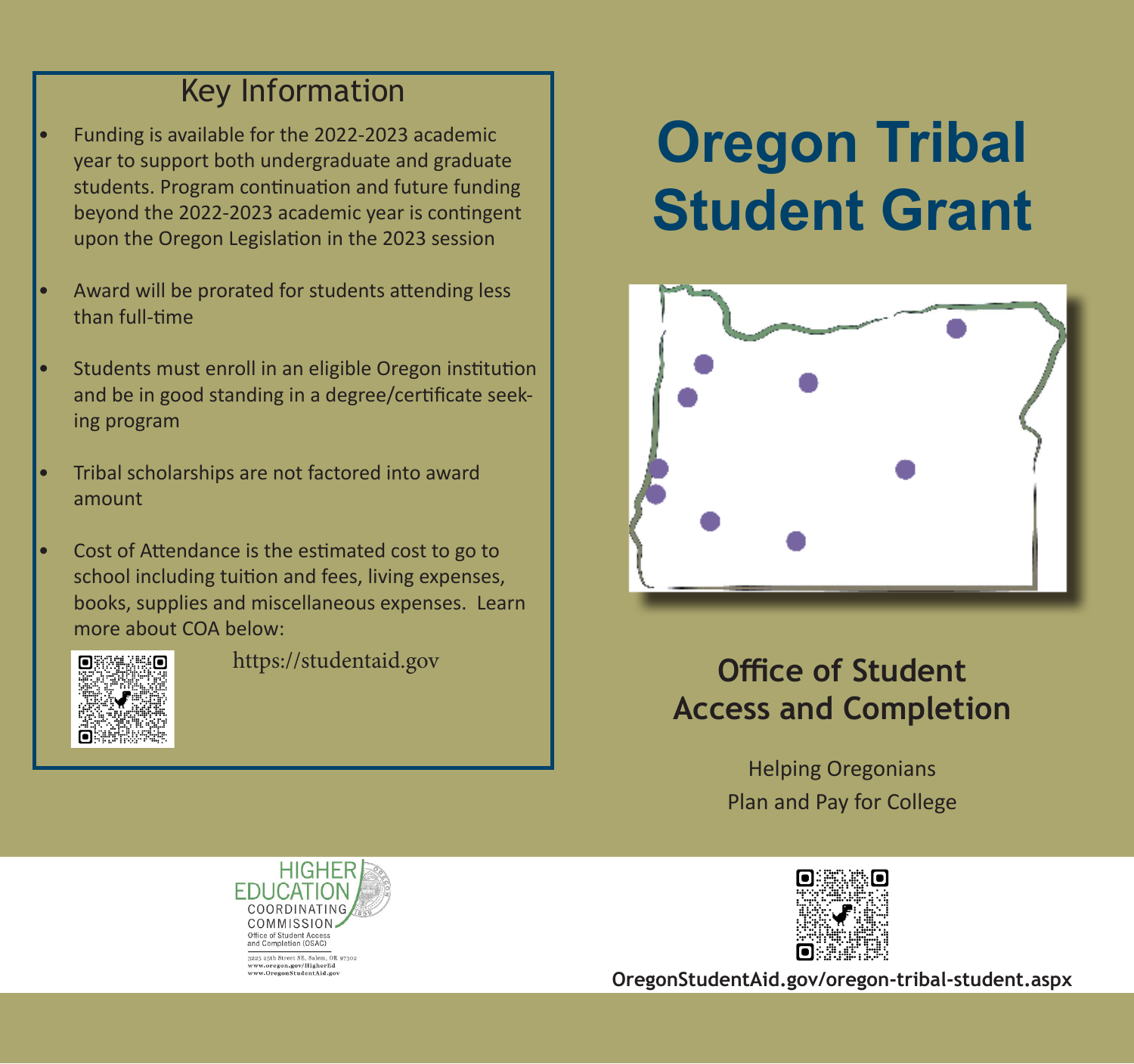## Key Information

- Funding is available for the 2022-2023 academic year to support both undergraduate and graduate students. Program continuation and future funding beyond the 2022-2023 academic year is contingent upon the Oregon Legislation in the 2023 session
- Award will be prorated for students attending less than full-time
- Students must enroll in an eligible Oregon institution and be in good standing in a degree/certificate seeking program
- Tribal scholarships are not factored into award amount
- Cost of Attendance is the estimated cost to go to school including tuition and fees, living expenses, books, supplies and miscellaneous expenses. Learn more about COA below:

https://studentaid.gov

# Oregon Tribal Student Grant

## Office of Student Access and Completion

Helping Oregonians
Plan and Pay for College

HIGHER EDUCATION COORDINATING COMMISSION
Office of Student Access and Completion (OSAC)
3225 25th Street SE, Salem, OR 97302
www.oregon.gov/HigherEd
www.OregonStudentAid.gov

**OregonStudentAid.gov/oregon-tribal-student.aspx**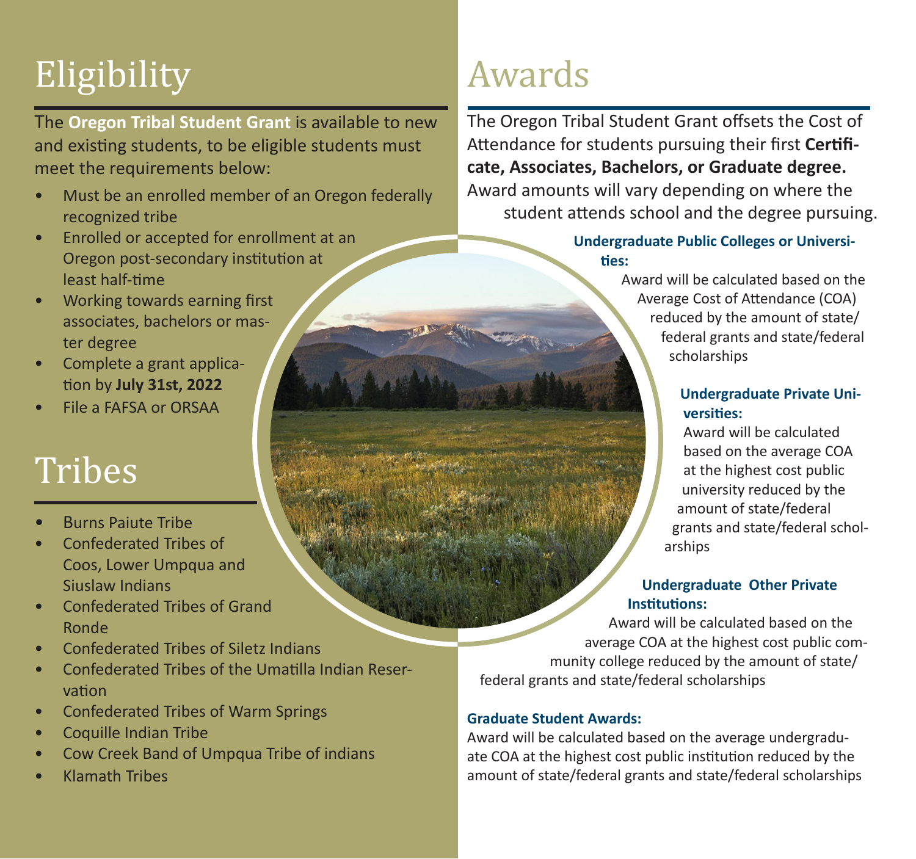# Eligibility

The **Oregon Tribal Student Grant** is available to new and existing students, to be eligible students must meet the requirements below:

- Must be an enrolled member of an Oregon federally recognized tribe
- Enrolled or accepted for enrollment at an Oregon post-secondary institution at least half-time
- Working towards earning first associates, bachelors or master degree
- Complete a grant application by **July 31st, 2022**
- File a FAFSA or ORSAA

# Tribes

- Burns Paiute Tribe
- Confederated Tribes of Coos, Lower Umpqua and Siuslaw Indians
- Confederated Tribes of Grand Ronde
- Confederated Tribes of Siletz Indians
- Confederated Tribes of the Umatilla Indian Reservation
- Confederated Tribes of Warm Springs
- Coquille Indian Tribe
- Cow Creek Band of Umpqua Tribe of indians
- Klamath Tribes

# Awards

The Oregon Tribal Student Grant offsets the Cost of Attendance for students pursuing their first **Certificate, Associates, Bachelors, or Graduate degree.** Award amounts will vary depending on where the student attends school and the degree pursuing.

**Undergraduate Public Colleges or Universities:**

Award will be calculated based on the Average Cost of Attendance (COA) reduced by the amount of state/federal grants and state/federal scholarships

**Undergraduate Private Universities:**

Award will be calculated based on the average COA at the highest cost public university reduced by the amount of state/federal grants and state/federal scholarships

**Undergraduate Other Private Institutions:**

Award will be calculated based on the average COA at the highest cost public community college reduced by the amount of state/federal grants and state/federal scholarships

**Graduate Student Awards:**

Award will be calculated based on the average undergraduate COA at the highest cost public institution reduced by the amount of state/federal grants and state/federal scholarships